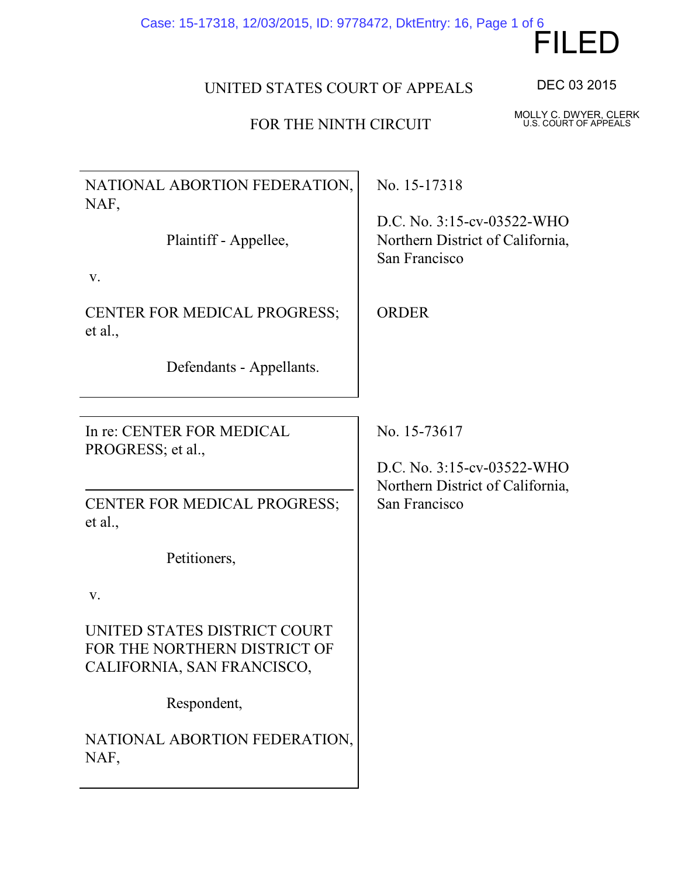FILED

DEC 03 2015

MOLLY C. DWYER, CLERK
U.S. COURT OF APPEALS

UNITED STATES COURT OF APPEALS

FOR THE NINTH CIRCUIT

| | |
|---|---|
| NATIONAL ABORTION FEDERATION, NAF,<br><br>Plaintiff - Appellee,<br><br>v.<br><br>CENTER FOR MEDICAL PROGRESS; et al.,<br><br>Defendants - Appellants. | No. 15-17318<br><br>D.C. No. 3:15-cv-03522-WHO<br>Northern District of California, San Francisco<br><br>ORDER |

| | |
|---|---|
| In re: CENTER FOR MEDICAL PROGRESS; et al.,<br><br>CENTER FOR MEDICAL PROGRESS; et al.,<br><br>Petitioners,<br><br>v.<br><br>UNITED STATES DISTRICT COURT FOR THE NORTHERN DISTRICT OF CALIFORNIA, SAN FRANCISCO,<br><br>Respondent,<br><br>NATIONAL ABORTION FEDERATION, NAF, | No. 15-73617<br><br>D.C. No. 3:15-cv-03522-WHO<br>Northern District of California, San Francisco |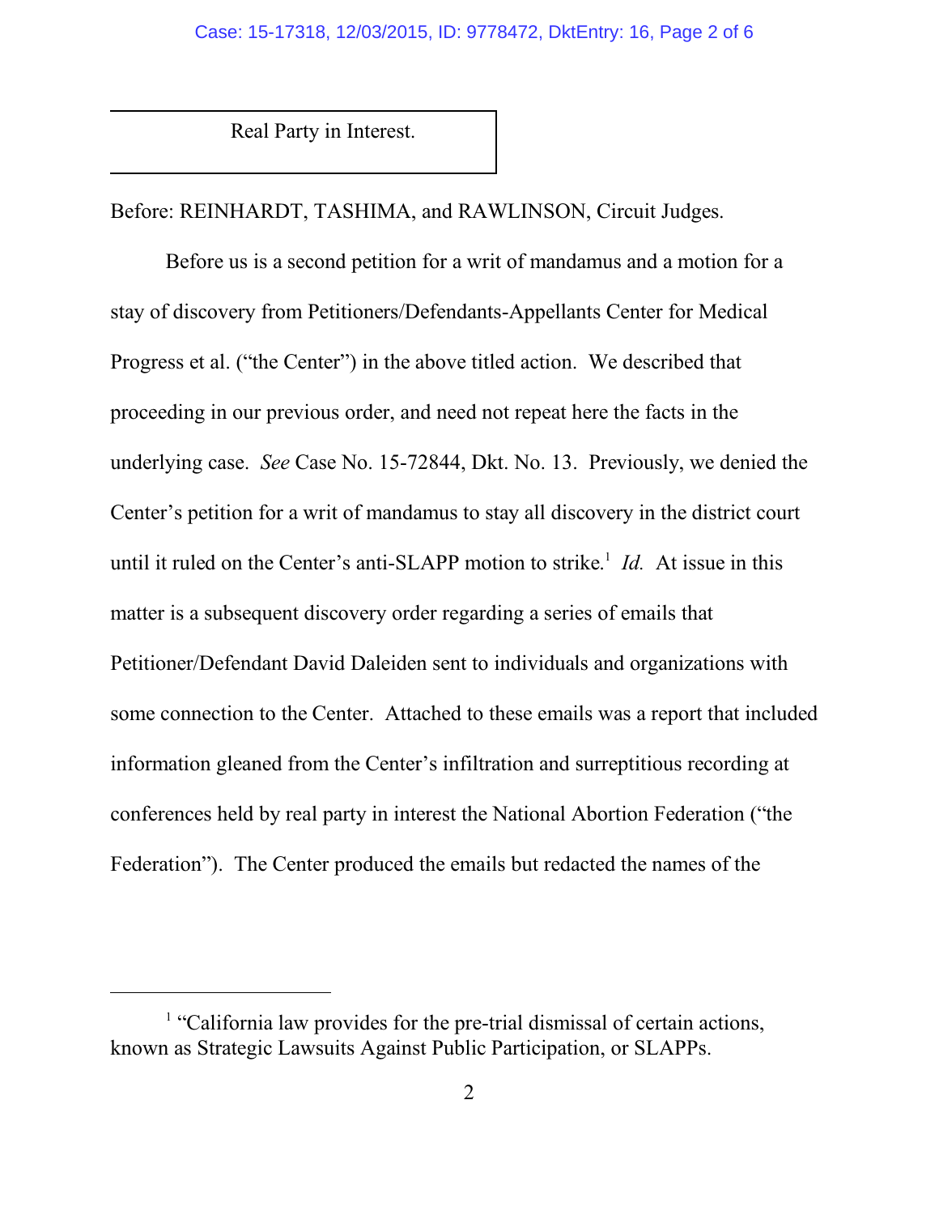Real Party in Interest.

Before: REINHARDT, TASHIMA, and RAWLINSON, Circuit Judges.

Before us is a second petition for a writ of mandamus and a motion for a stay of discovery from Petitioners/Defendants-Appellants Center for Medical Progress et al. ("the Center") in the above titled action. We described that proceeding in our previous order, and need not repeat here the facts in the underlying case. *See* Case No. 15-72844, Dkt. No. 13. Previously, we denied the Center's petition for a writ of mandamus to stay all discovery in the district court until it ruled on the Center's anti-SLAPP motion to strike.[1] *Id.* At issue in this matter is a subsequent discovery order regarding a series of emails that Petitioner/Defendant David Daleiden sent to individuals and organizations with some connection to the Center. Attached to these emails was a report that included information gleaned from the Center's infiltration and surreptitious recording at conferences held by real party in interest the National Abortion Federation ("the Federation"). The Center produced the emails but redacted the names of the

[1] "California law provides for the pre-trial dismissal of certain actions, known as Strategic Lawsuits Against Public Participation, or SLAPPs.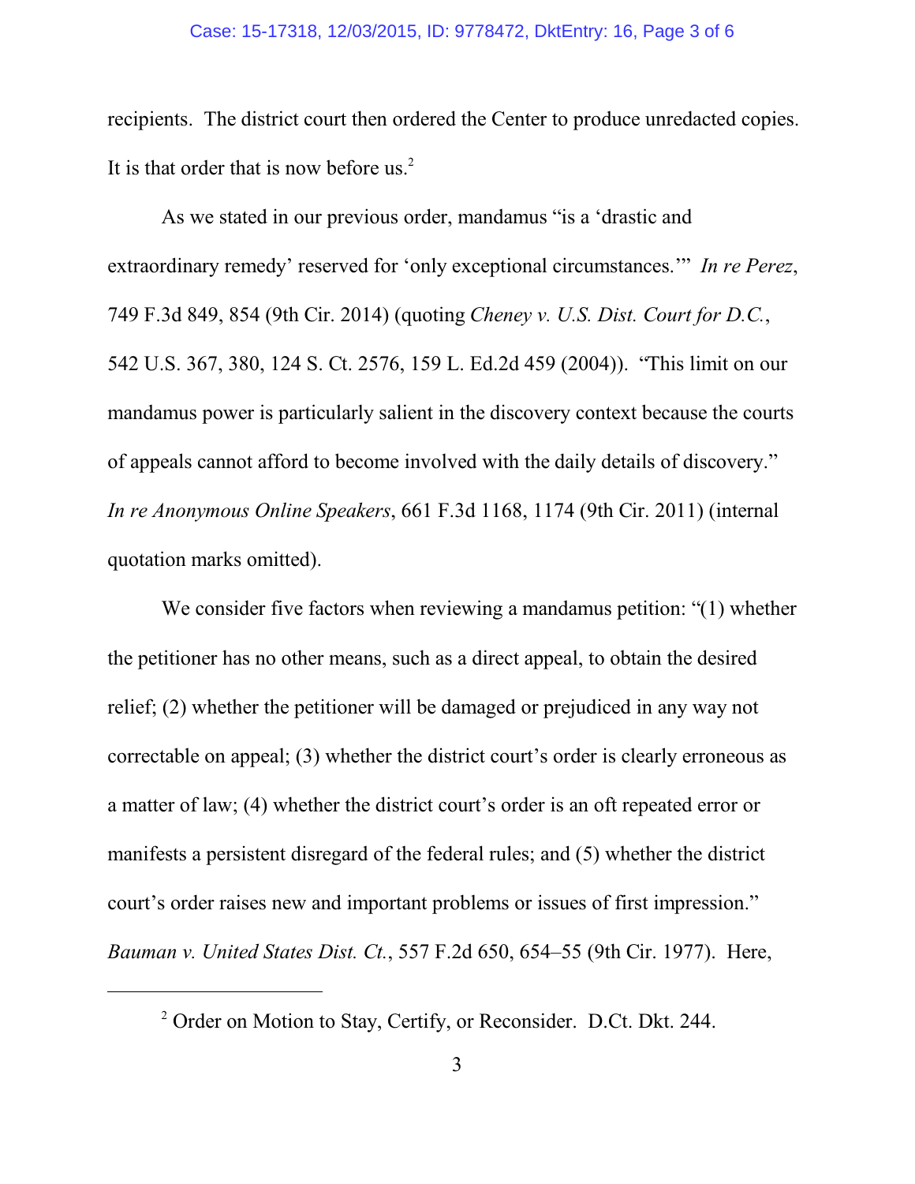recipients. The district court then ordered the Center to produce unredacted copies. It is that order that is now before us.[2]

As we stated in our previous order, mandamus "is a 'drastic and extraordinary remedy' reserved for 'only exceptional circumstances.'" *In re Perez*, 749 F.3d 849, 854 (9th Cir. 2014) (quoting *Cheney v. U.S. Dist. Court for D.C.*, 542 U.S. 367, 380, 124 S. Ct. 2576, 159 L. Ed.2d 459 (2004)). "This limit on our mandamus power is particularly salient in the discovery context because the courts of appeals cannot afford to become involved with the daily details of discovery." *In re Anonymous Online Speakers*, 661 F.3d 1168, 1174 (9th Cir. 2011) (internal quotation marks omitted).

We consider five factors when reviewing a mandamus petition: "(1) whether the petitioner has no other means, such as a direct appeal, to obtain the desired relief; (2) whether the petitioner will be damaged or prejudiced in any way not correctable on appeal; (3) whether the district court's order is clearly erroneous as a matter of law; (4) whether the district court's order is an oft repeated error or manifests a persistent disregard of the federal rules; and (5) whether the district court's order raises new and important problems or issues of first impression." *Bauman v. United States Dist. Ct.*, 557 F.2d 650, 654–55 (9th Cir. 1977). Here,

---

[2] Order on Motion to Stay, Certify, or Reconsider. D.Ct. Dkt. 244.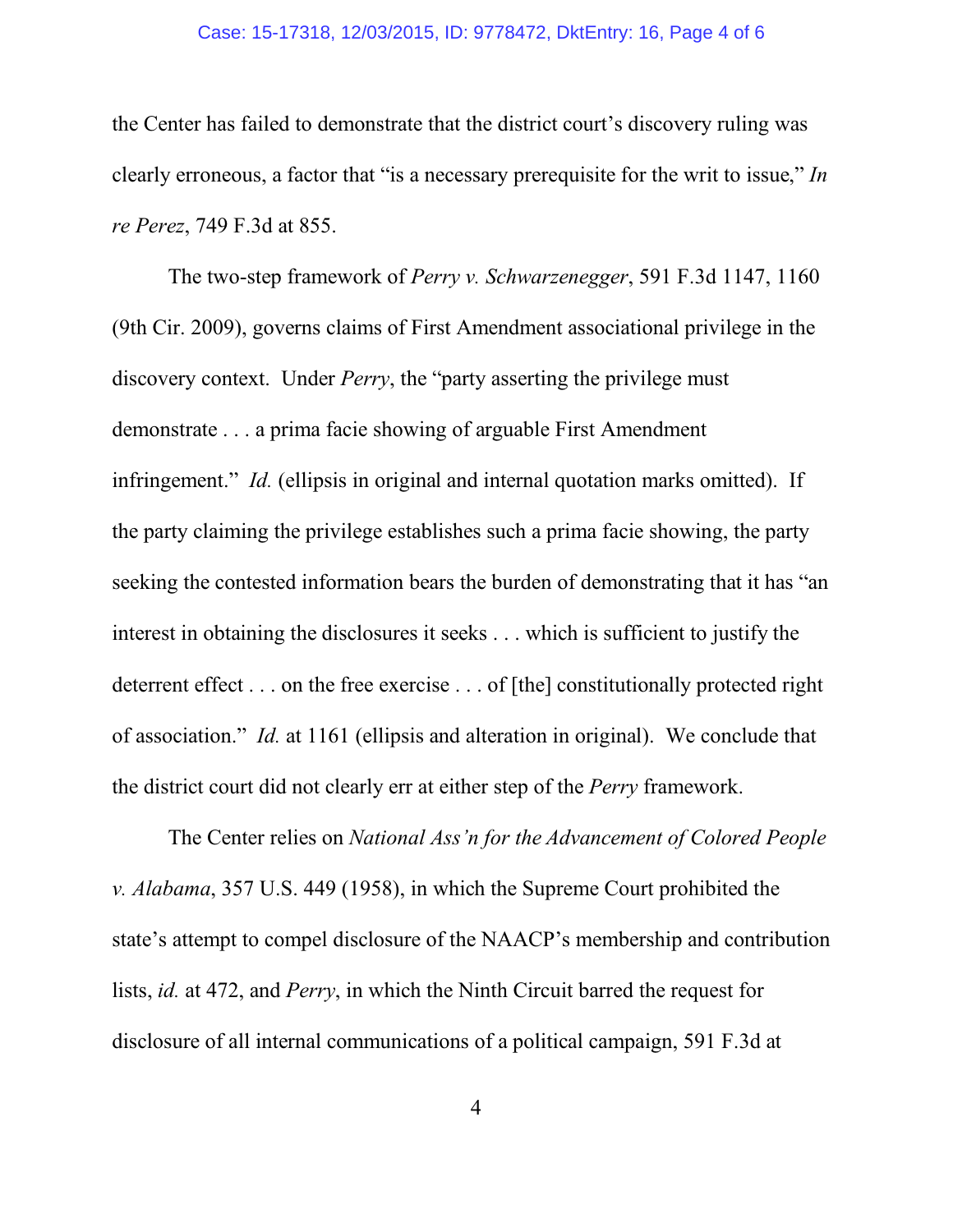the Center has failed to demonstrate that the district court's discovery ruling was clearly erroneous, a factor that "is a necessary prerequisite for the writ to issue," *In re Perez*, 749 F.3d at 855.

The two-step framework of *Perry v. Schwarzenegger*, 591 F.3d 1147, 1160 (9th Cir. 2009), governs claims of First Amendment associational privilege in the discovery context. Under *Perry*, the "party asserting the privilege must demonstrate . . . a prima facie showing of arguable First Amendment infringement." *Id.* (ellipsis in original and internal quotation marks omitted). If the party claiming the privilege establishes such a prima facie showing, the party seeking the contested information bears the burden of demonstrating that it has "an interest in obtaining the disclosures it seeks . . . which is sufficient to justify the deterrent effect . . . on the free exercise . . . of [the] constitutionally protected right of association." *Id.* at 1161 (ellipsis and alteration in original). We conclude that the district court did not clearly err at either step of the *Perry* framework.

The Center relies on *National Ass'n for the Advancement of Colored People v. Alabama*, 357 U.S. 449 (1958), in which the Supreme Court prohibited the state's attempt to compel disclosure of the NAACP's membership and contribution lists, *id.* at 472, and *Perry*, in which the Ninth Circuit barred the request for disclosure of all internal communications of a political campaign, 591 F.3d at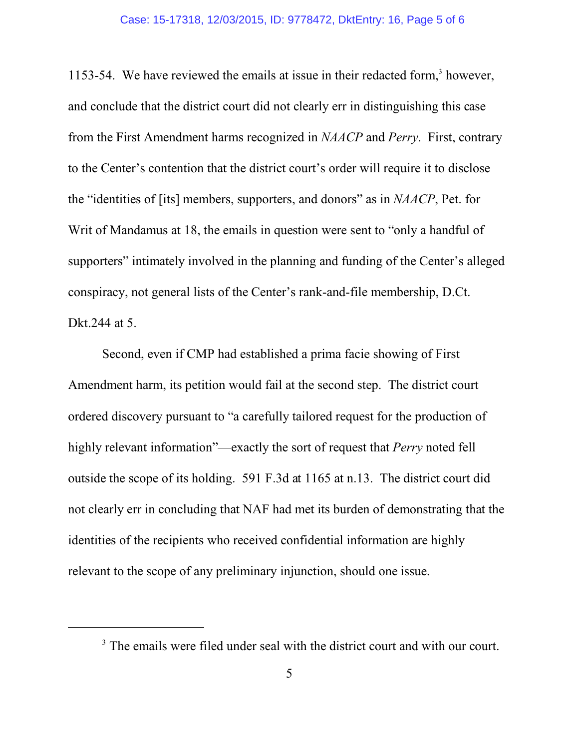1153-54. We have reviewed the emails at issue in their redacted form,[3] however, and conclude that the district court did not clearly err in distinguishing this case from the First Amendment harms recognized in *NAACP* and *Perry*. First, contrary to the Center's contention that the district court's order will require it to disclose the "identities of [its] members, supporters, and donors" as in *NAACP*, Pet. for Writ of Mandamus at 18, the emails in question were sent to "only a handful of supporters" intimately involved in the planning and funding of the Center's alleged conspiracy, not general lists of the Center's rank-and-file membership, D.Ct. Dkt.244 at 5.

Second, even if CMP had established a prima facie showing of First Amendment harm, its petition would fail at the second step. The district court ordered discovery pursuant to "a carefully tailored request for the production of highly relevant information"—exactly the sort of request that *Perry* noted fell outside the scope of its holding. 591 F.3d at 1165 at n.13. The district court did not clearly err in concluding that NAF had met its burden of demonstrating that the identities of the recipients who received confidential information are highly relevant to the scope of any preliminary injunction, should one issue.

---

[3] The emails were filed under seal with the district court and with our court.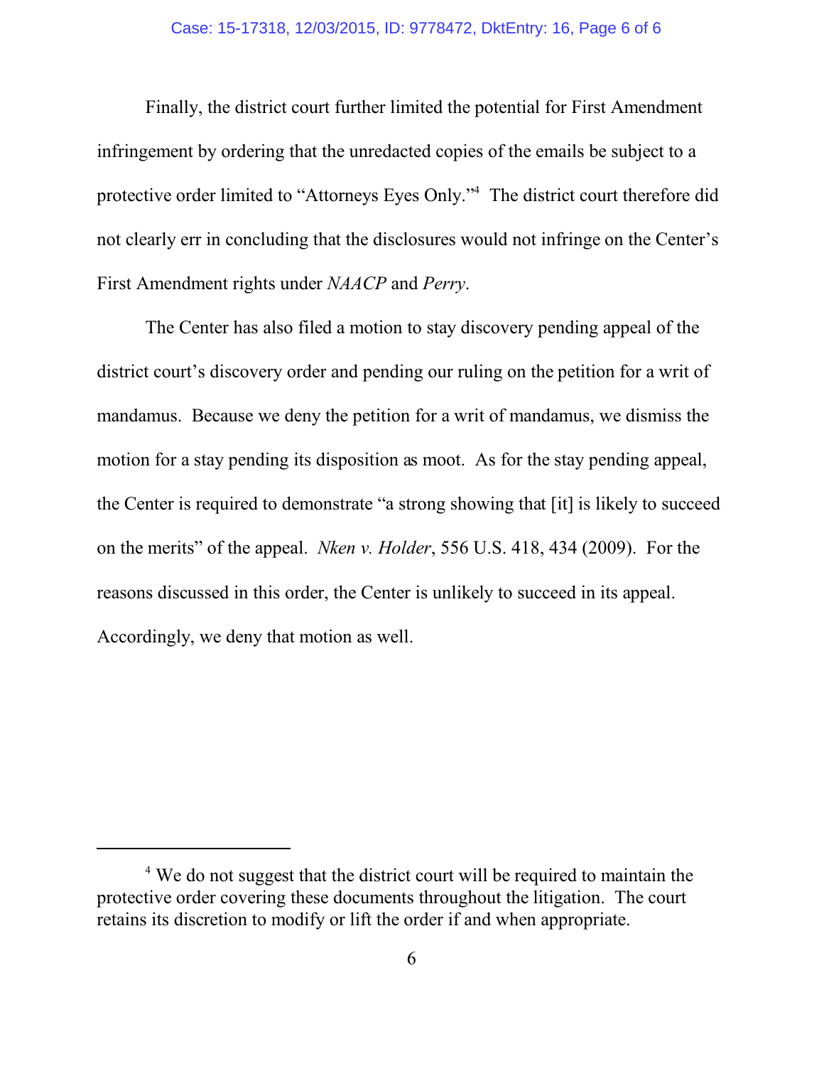Finally, the district court further limited the potential for First Amendment infringement by ordering that the unredacted copies of the emails be subject to a protective order limited to "Attorneys Eyes Only."[4] The district court therefore did not clearly err in concluding that the disclosures would not infringe on the Center's First Amendment rights under *NAACP* and *Perry*.

The Center has also filed a motion to stay discovery pending appeal of the district court's discovery order and pending our ruling on the petition for a writ of mandamus. Because we deny the petition for a writ of mandamus, we dismiss the motion for a stay pending its disposition as moot. As for the stay pending appeal, the Center is required to demonstrate "a strong showing that [it] is likely to succeed on the merits" of the appeal. *Nken v. Holder*, 556 U.S. 418, 434 (2009). For the reasons discussed in this order, the Center is unlikely to succeed in its appeal. Accordingly, we deny that motion as well.

---

[4] We do not suggest that the district court will be required to maintain the protective order covering these documents throughout the litigation. The court retains its discretion to modify or lift the order if and when appropriate.